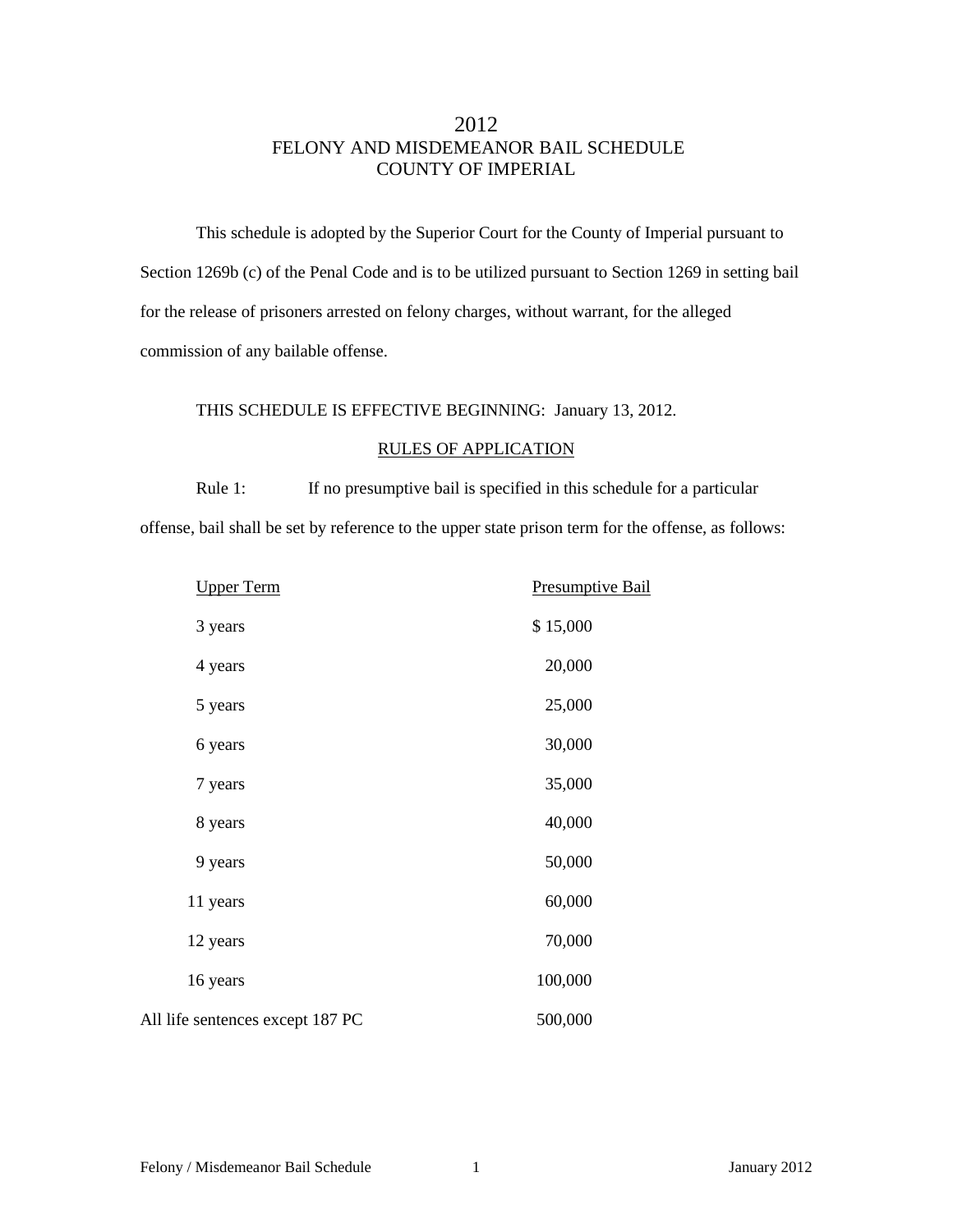# 2012
## FELONY AND MISDEMEANOR BAIL SCHEDULE
## COUNTY OF IMPERIAL

This schedule is adopted by the Superior Court for the County of Imperial pursuant to Section 1269b (c) of the Penal Code and is to be utilized pursuant to Section 1269 in setting bail for the release of prisoners arrested on felony charges, without warrant, for the alleged commission of any bailable offense.

THIS SCHEDULE IS EFFECTIVE BEGINNING: January 13, 2012.

### RULES OF APPLICATION

Rule 1: If no presumptive bail is specified in this schedule for a particular offense, bail shall be set by reference to the upper state prison term for the offense, as follows:

| Upper Term | Presumptive Bail |
|---|---|
| 3 years | $ 15,000 |
| 4 years | 20,000 |
| 5 years | 25,000 |
| 6 years | 30,000 |
| 7 years | 35,000 |
| 8 years | 40,000 |
| 9 years | 50,000 |
| 11 years | 60,000 |
| 12 years | 70,000 |
| 16 years | 100,000 |
| All life sentences except 187 PC | 500,000 |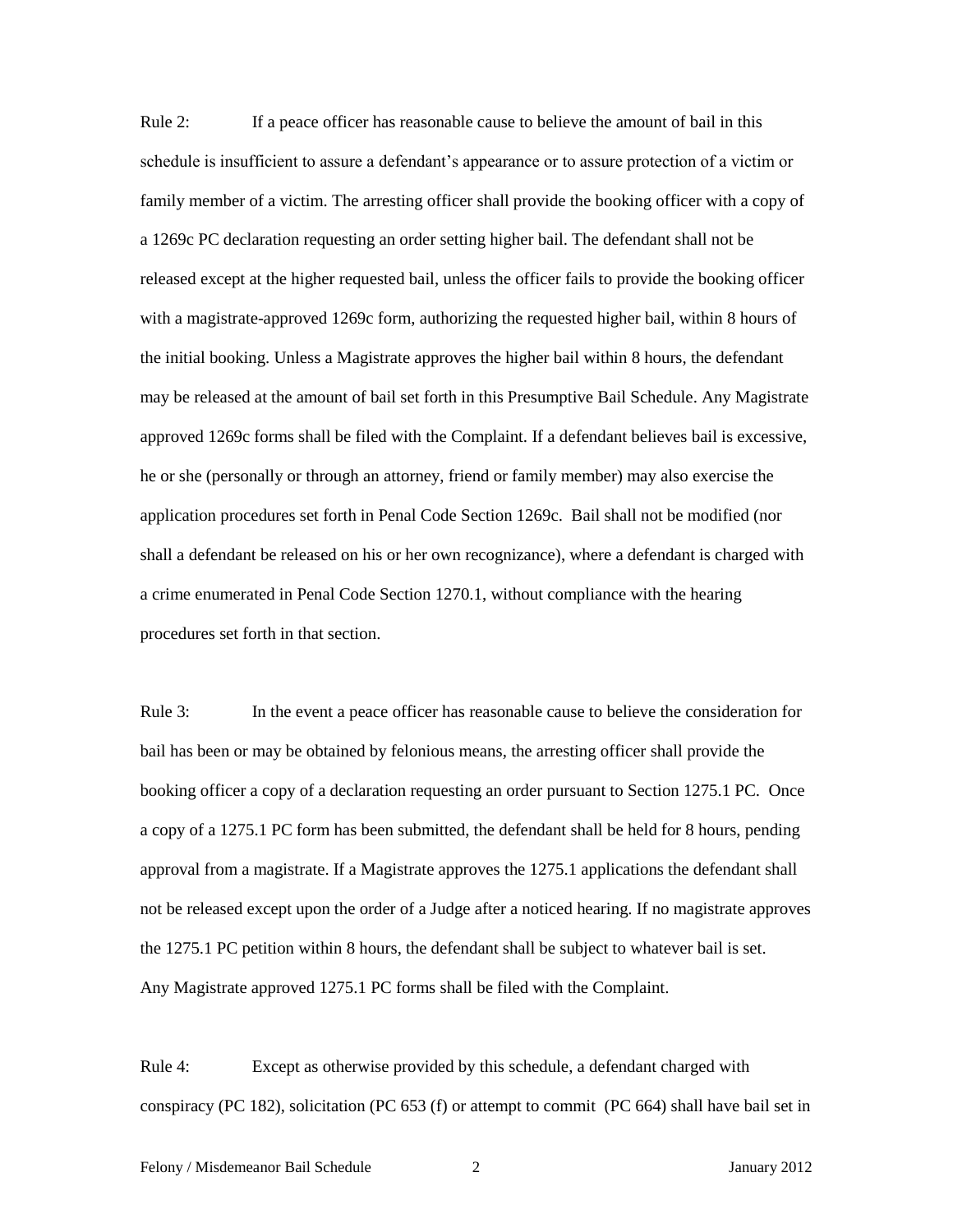Rule 2: If a peace officer has reasonable cause to believe the amount of bail in this schedule is insufficient to assure a defendant's appearance or to assure protection of a victim or family member of a victim. The arresting officer shall provide the booking officer with a copy of a 1269c PC declaration requesting an order setting higher bail. The defendant shall not be released except at the higher requested bail, unless the officer fails to provide the booking officer with a magistrate-approved 1269c form, authorizing the requested higher bail, within 8 hours of the initial booking. Unless a Magistrate approves the higher bail within 8 hours, the defendant may be released at the amount of bail set forth in this Presumptive Bail Schedule. Any Magistrate approved 1269c forms shall be filed with the Complaint. If a defendant believes bail is excessive, he or she (personally or through an attorney, friend or family member) may also exercise the application procedures set forth in Penal Code Section 1269c. Bail shall not be modified (nor shall a defendant be released on his or her own recognizance), where a defendant is charged with a crime enumerated in Penal Code Section 1270.1, without compliance with the hearing procedures set forth in that section.

Rule 3: In the event a peace officer has reasonable cause to believe the consideration for bail has been or may be obtained by felonious means, the arresting officer shall provide the booking officer a copy of a declaration requesting an order pursuant to Section 1275.1 PC. Once a copy of a 1275.1 PC form has been submitted, the defendant shall be held for 8 hours, pending approval from a magistrate. If a Magistrate approves the 1275.1 applications the defendant shall not be released except upon the order of a Judge after a noticed hearing. If no magistrate approves the 1275.1 PC petition within 8 hours, the defendant shall be subject to whatever bail is set. Any Magistrate approved 1275.1 PC forms shall be filed with the Complaint.

Rule 4: Except as otherwise provided by this schedule, a defendant charged with conspiracy (PC 182), solicitation (PC 653 (f) or attempt to commit (PC 664) shall have bail set in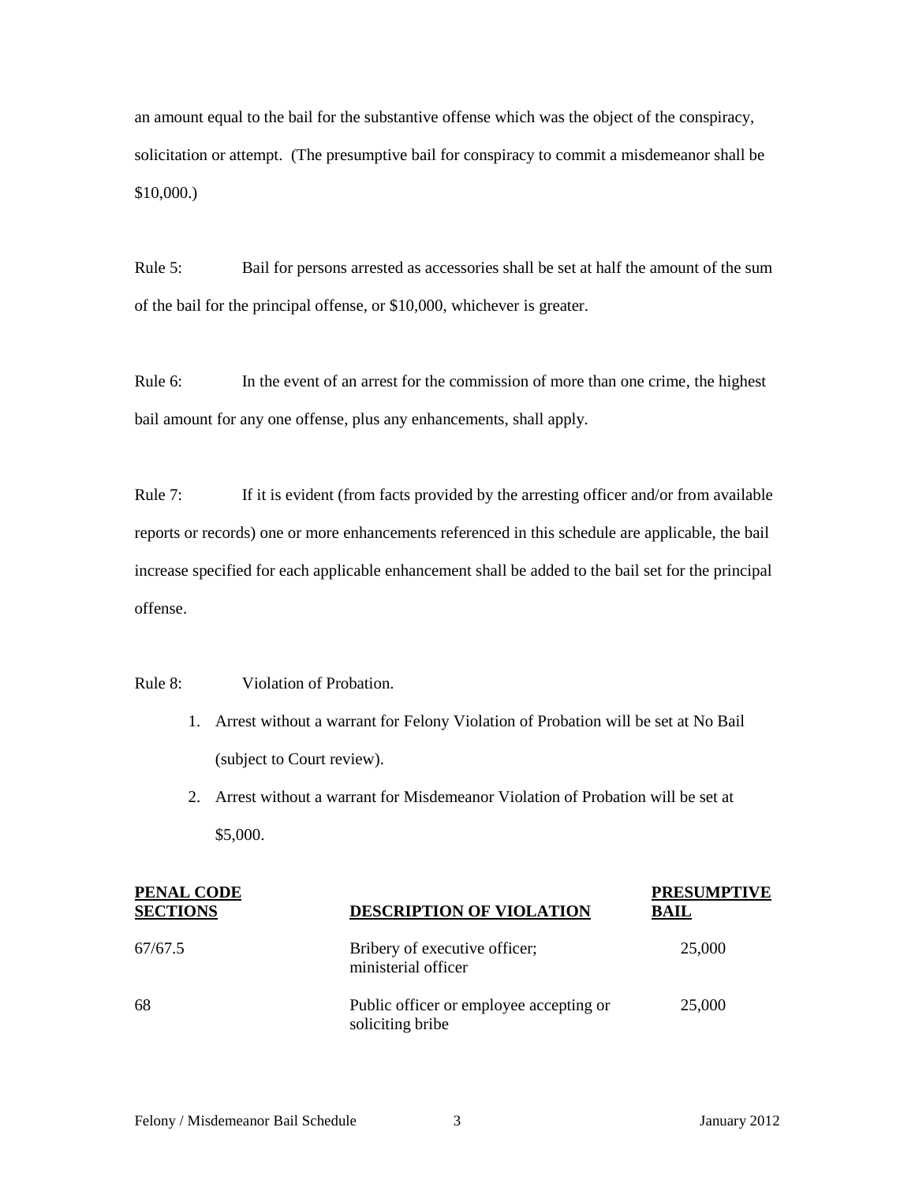an amount equal to the bail for the substantive offense which was the object of the conspiracy, solicitation or attempt. (The presumptive bail for conspiracy to commit a misdemeanor shall be $10,000.)

Rule 5: Bail for persons arrested as accessories shall be set at half the amount of the sum of the bail for the principal offense, or $10,000, whichever is greater.

Rule 6: In the event of an arrest for the commission of more than one crime, the highest bail amount for any one offense, plus any enhancements, shall apply.

Rule 7: If it is evident (from facts provided by the arresting officer and/or from available reports or records) one or more enhancements referenced in this schedule are applicable, the bail increase specified for each applicable enhancement shall be added to the bail set for the principal offense.

Rule 8: Violation of Probation.

1. Arrest without a warrant for Felony Violation of Probation will be set at No Bail (subject to Court review).
2. Arrest without a warrant for Misdemeanor Violation of Probation will be set at $5,000.

| PENAL CODE SECTIONS | DESCRIPTION OF VIOLATION | PRESUMPTIVE BAIL |
|---|---|---|
| 67/67.5 | Bribery of executive officer; ministerial officer | 25,000 |
| 68 | Public officer or employee accepting or soliciting bribe | 25,000 |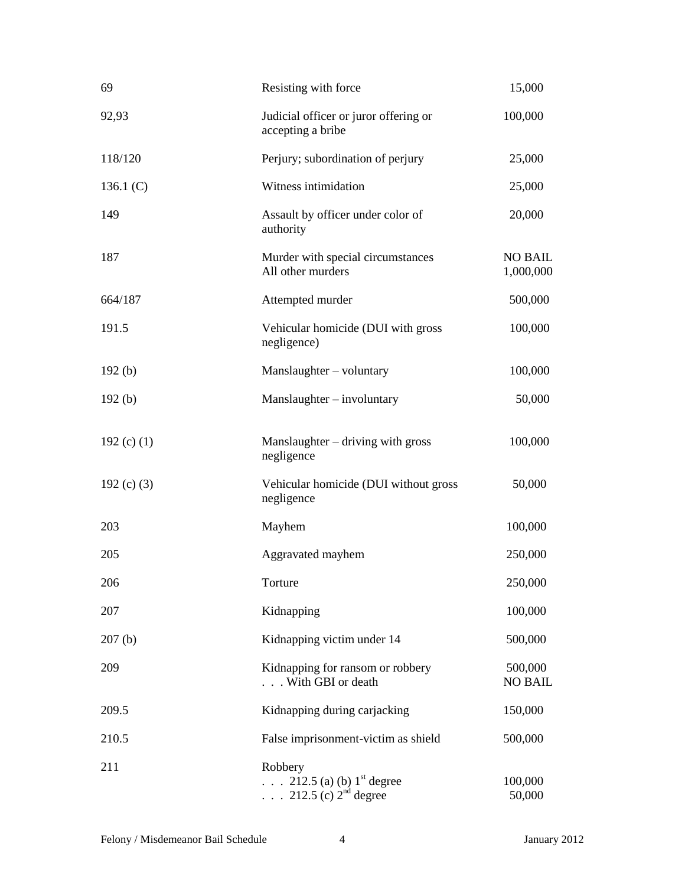| | | |
|---|---|---|
| 69 | Resisting with force | 15,000 |
| 92,93 | Judicial officer or juror offering or accepting a bribe | 100,000 |
| 118/120 | Perjury; subordination of perjury | 25,000 |
| 136.1 (C) | Witness intimidation | 25,000 |
| 149 | Assault by officer under color of authority | 20,000 |
| 187 | Murder with special circumstances<br>All other murders | NO BAIL<br>1,000,000 |
| 664/187 | Attempted murder | 500,000 |
| 191.5 | Vehicular homicide (DUI with gross negligence) | 100,000 |
| 192 (b) | Manslaughter – voluntary | 100,000 |
| 192 (b) | Manslaughter – involuntary | 50,000 |
| 192 (c) (1) | Manslaughter – driving with gross negligence | 100,000 |
| 192 (c) (3) | Vehicular homicide (DUI without gross negligence | 50,000 |
| 203 | Mayhem | 100,000 |
| 205 | Aggravated mayhem | 250,000 |
| 206 | Torture | 250,000 |
| 207 | Kidnapping | 100,000 |
| 207 (b) | Kidnapping victim under 14 | 500,000 |
| 209 | Kidnapping for ransom or robbery<br>. . . With GBI or death | 500,000<br>NO BAIL |
| 209.5 | Kidnapping during carjacking | 150,000 |
| 210.5 | False imprisonment-victim as shield | 500,000 |
| 211 | Robbery<br>. . . 212.5 (a) (b) 1st degree<br>. . . 212.5 (c) 2nd degree | <br>100,000<br>50,000 |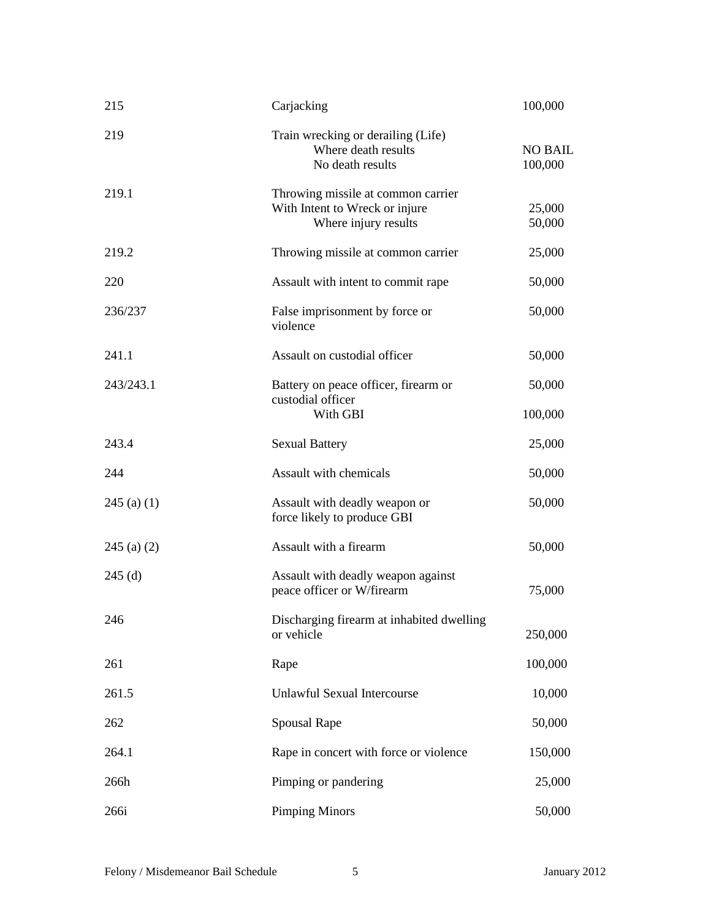| | | |
|---|---|---|
| 215 | Carjacking | 100,000 |
| 219 | Train wrecking or derailing (Life) | |
| | Where death results | NO BAIL |
| | No death results | 100,000 |
| 219.1 | Throwing missile at common carrier | |
| | With Intent to Wreck or injure | 25,000 |
| | Where injury results | 50,000 |
| 219.2 | Throwing missile at common carrier | 25,000 |
| 220 | Assault with intent to commit rape | 50,000 |
| 236/237 | False imprisonment by force or violence | 50,000 |
| 241.1 | Assault on custodial officer | 50,000 |
| 243/243.1 | Battery on peace officer, firearm or custodial officer | 50,000 |
| | With GBI | 100,000 |
| 243.4 | Sexual Battery | 25,000 |
| 244 | Assault with chemicals | 50,000 |
| 245 (a) (1) | Assault with deadly weapon or force likely to produce GBI | 50,000 |
| 245 (a) (2) | Assault with a firearm | 50,000 |
| 245 (d) | Assault with deadly weapon against peace officer or W/firearm | 75,000 |
| 246 | Discharging firearm at inhabited dwelling or vehicle | 250,000 |
| 261 | Rape | 100,000 |
| 261.5 | Unlawful Sexual Intercourse | 10,000 |
| 262 | Spousal Rape | 50,000 |
| 264.1 | Rape in concert with force or violence | 150,000 |
| 266h | Pimping or pandering | 25,000 |
| 266i | Pimping Minors | 50,000 |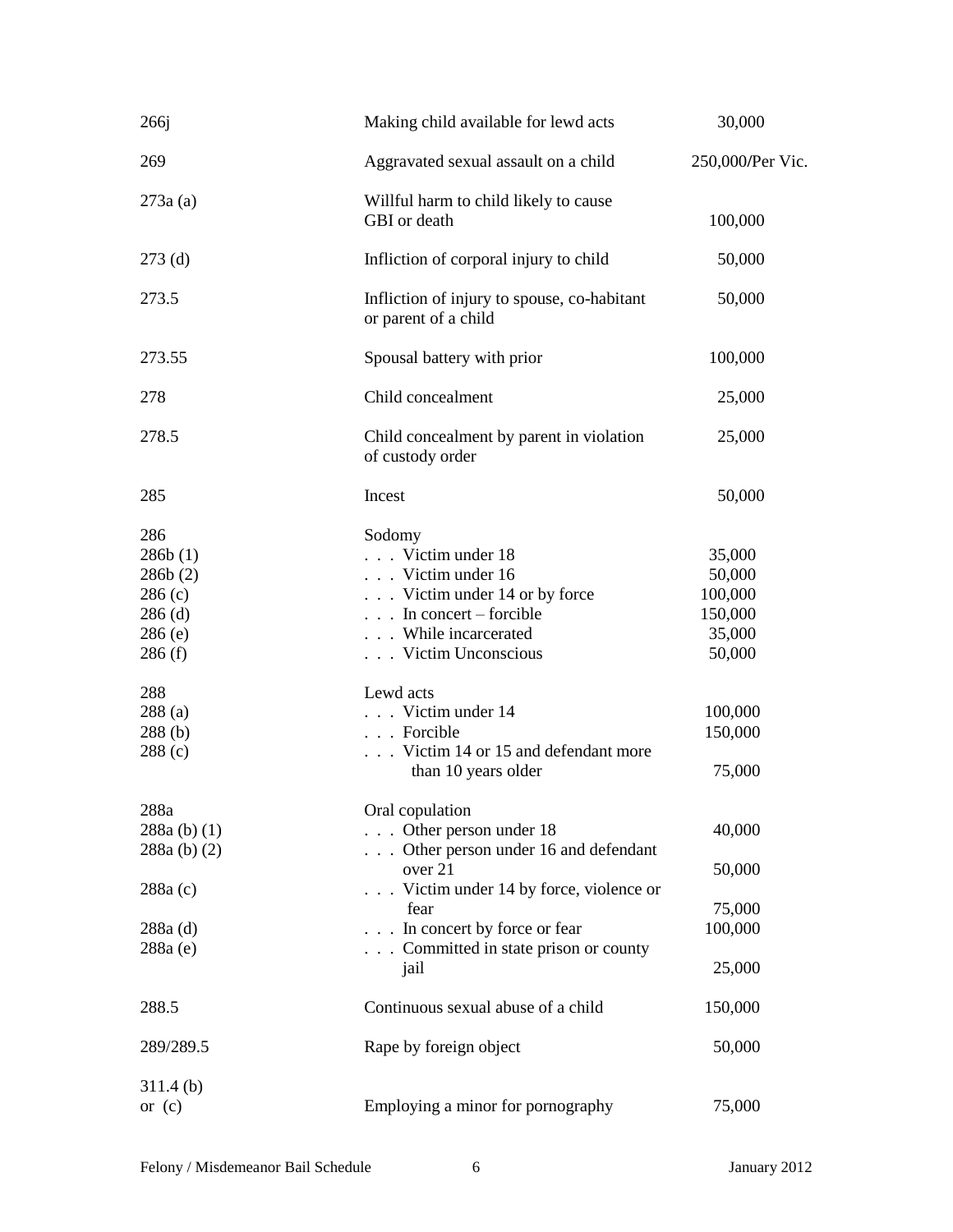| | | |
|---|---|---|
| 266j | Making child available for lewd acts | 30,000 |
| 269 | Aggravated sexual assault on a child | 250,000/Per Vic. |
| 273a (a) | Willful harm to child likely to cause GBI or death | 100,000 |
| 273 (d) | Infliction of corporal injury to child | 50,000 |
| 273.5 | Infliction of injury to spouse, co-habitant or parent of a child | 50,000 |
| 273.55 | Spousal battery with prior | 100,000 |
| 278 | Child concealment | 25,000 |
| 278.5 | Child concealment by parent in violation of custody order | 25,000 |
| 285 | Incest | 50,000 |
| 286 | Sodomy | |
| 286b (1) | . . . Victim under 18 | 35,000 |
| 286b (2) | . . . Victim under 16 | 50,000 |
| 286 (c) | . . . Victim under 14 or by force | 100,000 |
| 286 (d) | . . . In concert – forcible | 150,000 |
| 286 (e) | . . . While incarcerated | 35,000 |
| 286 (f) | . . . Victim Unconscious | 50,000 |
| 288 | Lewd acts | |
| 288 (a) | . . . Victim under 14 | 100,000 |
| 288 (b) | . . . Forcible | 150,000 |
| 288 (c) | . . . Victim 14 or 15 and defendant more than 10 years older | 75,000 |
| 288a | Oral copulation | |
| 288a (b) (1) | . . . Other person under 18 | 40,000 |
| 288a (b) (2) | . . . Other person under 16 and defendant over 21 | 50,000 |
| 288a (c) | . . . Victim under 14 by force, violence or fear | 75,000 |
| 288a (d) | . . . In concert by force or fear | 100,000 |
| 288a (e) | . . . Committed in state prison or county jail | 25,000 |
| 288.5 | Continuous sexual abuse of a child | 150,000 |
| 289/289.5 | Rape by foreign object | 50,000 |
| 311.4 (b) or (c) | Employing a minor for pornography | 75,000 |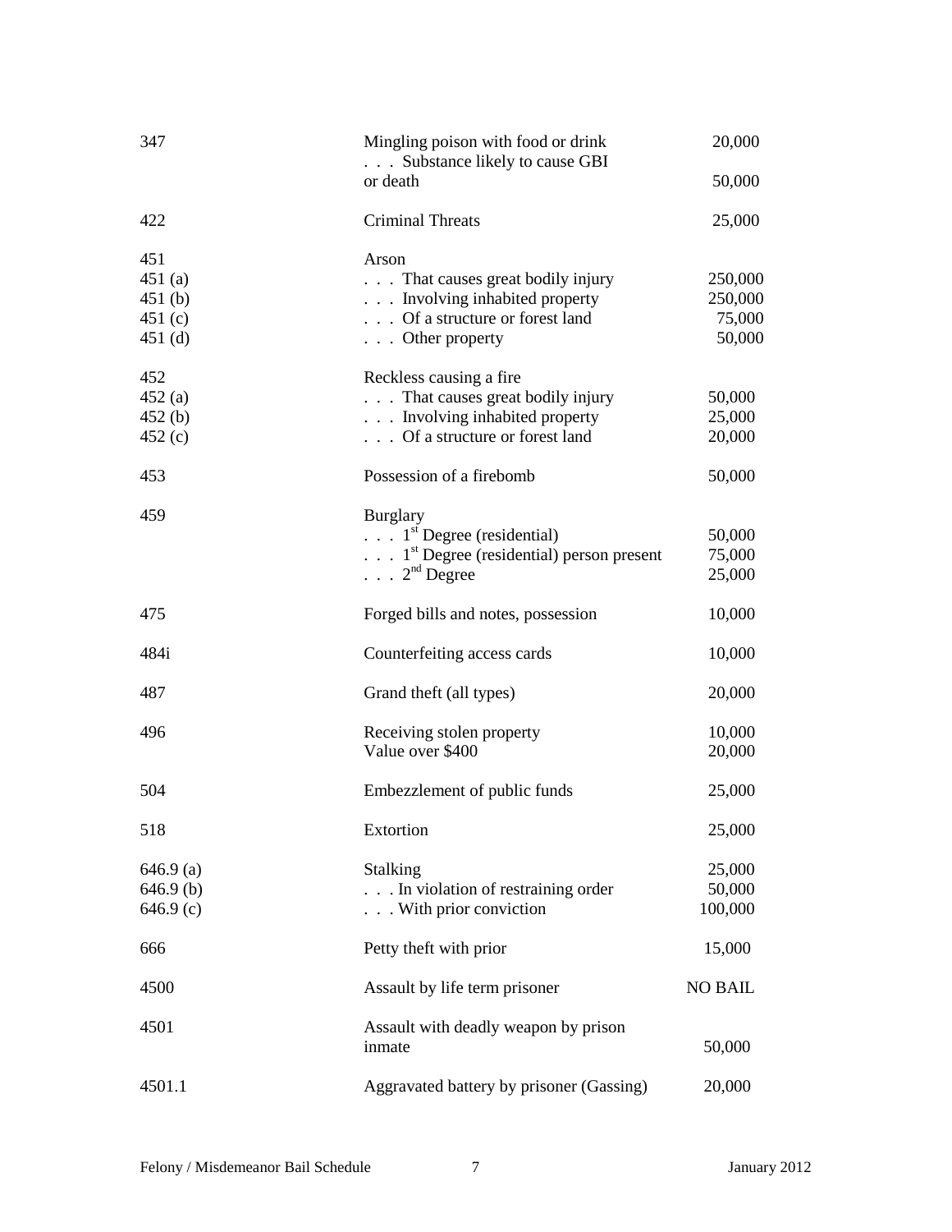| | | |
|---|---|---|
| 347 | Mingling poison with food or drink | 20,000 |
| | . . . Substance likely to cause GBI or death | 50,000 |
| 422 | Criminal Threats | 25,000 |
| 451 | Arson | |
| 451 (a) | . . . That causes great bodily injury | 250,000 |
| 451 (b) | . . . Involving inhabited property | 250,000 |
| 451 (c) | . . . Of a structure or forest land | 75,000 |
| 451 (d) | . . . Other property | 50,000 |
| 452 | Reckless causing a fire | |
| 452 (a) | . . . That causes great bodily injury | 50,000 |
| 452 (b) | . . . Involving inhabited property | 25,000 |
| 452 (c) | . . . Of a structure or forest land | 20,000 |
| 453 | Possession of a firebomb | 50,000 |
| 459 | Burglary | |
| | . . . 1st Degree (residential) | 50,000 |
| | . . . 1st Degree (residential) person present | 75,000 |
| | . . . 2nd Degree | 25,000 |
| 475 | Forged bills and notes, possession | 10,000 |
| 484i | Counterfeiting access cards | 10,000 |
| 487 | Grand theft (all types) | 20,000 |
| 496 | Receiving stolen property | 10,000 |
| | Value over $400 | 20,000 |
| 504 | Embezzlement of public funds | 25,000 |
| 518 | Extortion | 25,000 |
| 646.9 (a) | Stalking | 25,000 |
| 646.9 (b) | . . . In violation of restraining order | 50,000 |
| 646.9 (c) | . . . With prior conviction | 100,000 |
| 666 | Petty theft with prior | 15,000 |
| 4500 | Assault by life term prisoner | NO BAIL |
| 4501 | Assault with deadly weapon by prison inmate | 50,000 |
| 4501.1 | Aggravated battery by prisoner (Gassing) | 20,000 |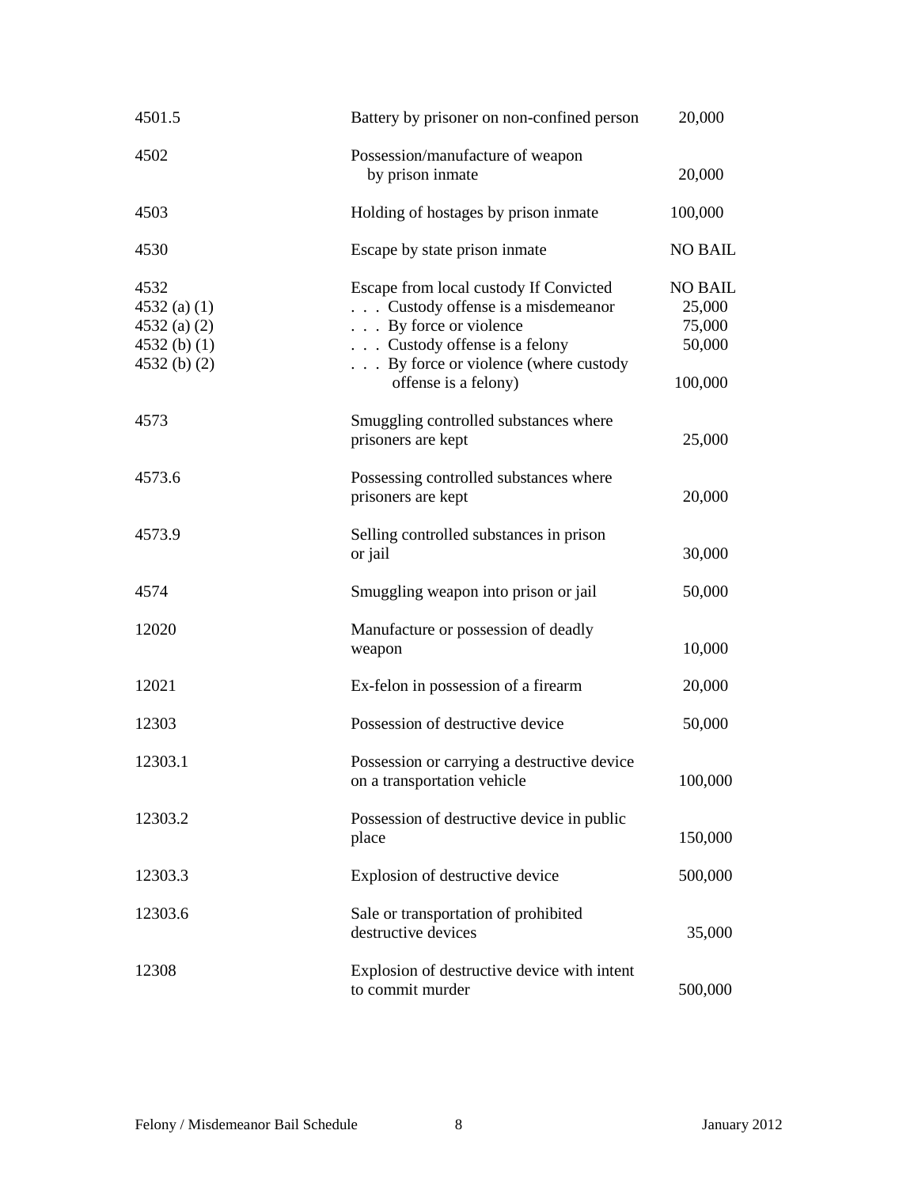| | | |
|---|---|---|
| 4501.5 | Battery by prisoner on non-confined person | 20,000 |
| 4502 | Possession/manufacture of weapon by prison inmate | 20,000 |
| 4503 | Holding of hostages by prison inmate | 100,000 |
| 4530 | Escape by state prison inmate | NO BAIL |
| 4532 | Escape from local custody If Convicted | NO BAIL |
| 4532 (a) (1) | . . . Custody offense is a misdemeanor | 25,000 |
| 4532 (a) (2) | . . . By force or violence | 75,000 |
| 4532 (b) (1) | . . . Custody offense is a felony | 50,000 |
| 4532 (b) (2) | . . . By force or violence (where custody offense is a felony) | 100,000 |
| 4573 | Smuggling controlled substances where prisoners are kept | 25,000 |
| 4573.6 | Possessing controlled substances where prisoners are kept | 20,000 |
| 4573.9 | Selling controlled substances in prison or jail | 30,000 |
| 4574 | Smuggling weapon into prison or jail | 50,000 |
| 12020 | Manufacture or possession of deadly weapon | 10,000 |
| 12021 | Ex-felon in possession of a firearm | 20,000 |
| 12303 | Possession of destructive device | 50,000 |
| 12303.1 | Possession or carrying a destructive device on a transportation vehicle | 100,000 |
| 12303.2 | Possession of destructive device in public place | 150,000 |
| 12303.3 | Explosion of destructive device | 500,000 |
| 12303.6 | Sale or transportation of prohibited destructive devices | 35,000 |
| 12308 | Explosion of destructive device with intent to commit murder | 500,000 |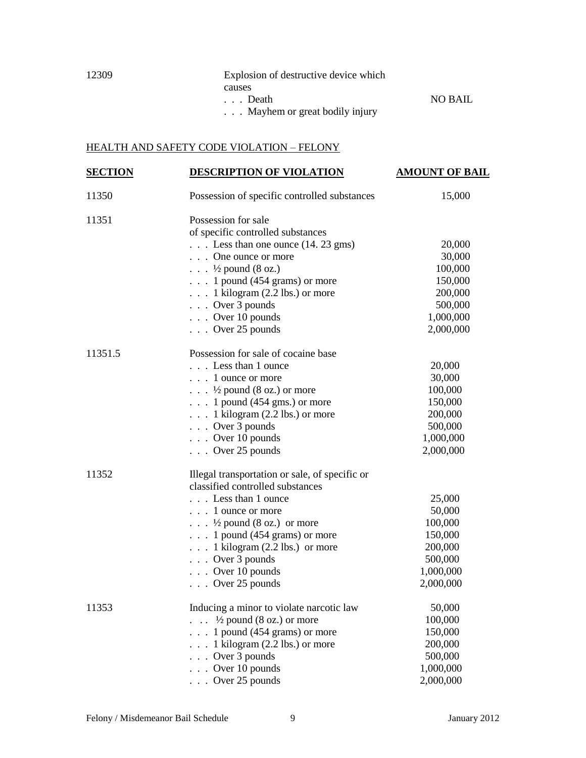| | | |
|---|---|---|
| 12309 | Explosion of destructive device which causes | |
| | . . . Death | NO BAIL |
| | . . . Mayhem or great bodily injury | |

HEALTH AND SAFETY CODE VIOLATION – FELONY

| SECTION | DESCRIPTION OF VIOLATION | AMOUNT OF BAIL |
|---|---|---|
| 11350 | Possession of specific controlled substances | 15,000 |
| 11351 | Possession for sale of specific controlled substances | |
| | . . . Less than one ounce (14. 23 gms) | 20,000 |
| | . . . One ounce or more | 30,000 |
| | . . . ½ pound (8 oz.) | 100,000 |
| | . . . 1 pound (454 grams) or more | 150,000 |
| | . . . 1 kilogram (2.2 lbs.) or more | 200,000 |
| | . . . Over 3 pounds | 500,000 |
| | . . . Over 10 pounds | 1,000,000 |
| | . . . Over 25 pounds | 2,000,000 |
| 11351.5 | Possession for sale of cocaine base | |
| | . . . Less than 1 ounce | 20,000 |
| | . . . 1 ounce or more | 30,000 |
| | . . . ½ pound (8 oz.) or more | 100,000 |
| | . . . 1 pound (454 gms.) or more | 150,000 |
| | . . . 1 kilogram (2.2 lbs.) or more | 200,000 |
| | . . . Over 3 pounds | 500,000 |
| | . . . Over 10 pounds | 1,000,000 |
| | . . . Over 25 pounds | 2,000,000 |
| 11352 | Illegal transportation or sale, of specific or classified controlled substances | |
| | . . . Less than 1 ounce | 25,000 |
| | . . . 1 ounce or more | 50,000 |
| | . . . ½ pound (8 oz.) or more | 100,000 |
| | . . . 1 pound (454 grams) or more | 150,000 |
| | . . . 1 kilogram (2.2 lbs.) or more | 200,000 |
| | . . . Over 3 pounds | 500,000 |
| | . . . Over 10 pounds | 1,000,000 |
| | . . . Over 25 pounds | 2,000,000 |
| 11353 | Inducing a minor to violate narcotic law | 50,000 |
| | . . . ½ pound (8 oz.) or more | 100,000 |
| | . . . 1 pound (454 grams) or more | 150,000 |
| | . . . 1 kilogram (2.2 lbs.) or more | 200,000 |
| | . . . Over 3 pounds | 500,000 |
| | . . . Over 10 pounds | 1,000,000 |
| | . . . Over 25 pounds | 2,000,000 |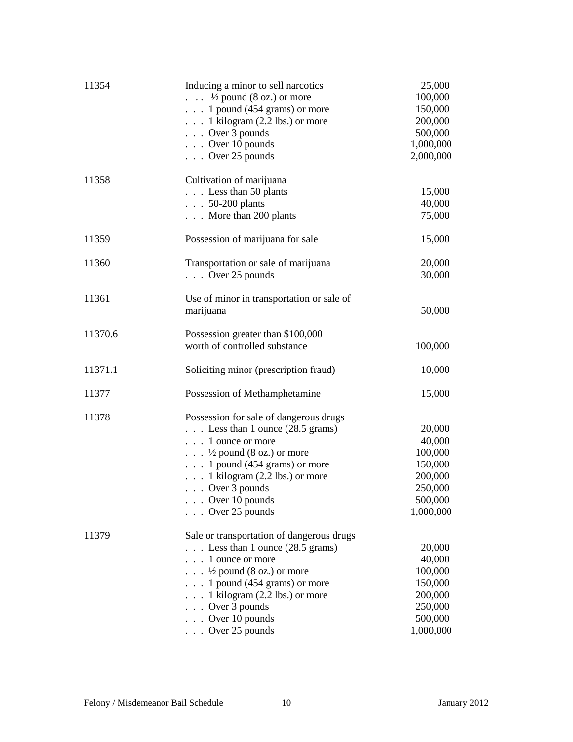| | | |
|---|---|---|
| 11354 | Inducing a minor to sell narcotics | 25,000 |
| | . . . ½ pound (8 oz.) or more | 100,000 |
| | . . . 1 pound (454 grams) or more | 150,000 |
| | . . . 1 kilogram (2.2 lbs.) or more | 200,000 |
| | . . . Over 3 pounds | 500,000 |
| | . . . Over 10 pounds | 1,000,000 |
| | . . . Over 25 pounds | 2,000,000 |
| 11358 | Cultivation of marijuana | |
| | . . . Less than 50 plants | 15,000 |
| | . . . 50-200 plants | 40,000 |
| | . . . More than 200 plants | 75,000 |
| 11359 | Possession of marijuana for sale | 15,000 |
| 11360 | Transportation or sale of marijuana | 20,000 |
| | . . . Over 25 pounds | 30,000 |
| 11361 | Use of minor in transportation or sale of marijuana | 50,000 |
| 11370.6 | Possession greater than $100,000 worth of controlled substance | 100,000 |
| 11371.1 | Soliciting minor (prescription fraud) | 10,000 |
| 11377 | Possession of Methamphetamine | 15,000 |
| 11378 | Possession for sale of dangerous drugs | |
| | . . . Less than 1 ounce (28.5 grams) | 20,000 |
| | . . . 1 ounce or more | 40,000 |
| | . . . ½ pound (8 oz.) or more | 100,000 |
| | . . . 1 pound (454 grams) or more | 150,000 |
| | . . . 1 kilogram (2.2 lbs.) or more | 200,000 |
| | . . . Over 3 pounds | 250,000 |
| | . . . Over 10 pounds | 500,000 |
| | . . . Over 25 pounds | 1,000,000 |
| 11379 | Sale or transportation of dangerous drugs | |
| | . . . Less than 1 ounce (28.5 grams) | 20,000 |
| | . . . 1 ounce or more | 40,000 |
| | . . . ½ pound (8 oz.) or more | 100,000 |
| | . . . 1 pound (454 grams) or more | 150,000 |
| | . . . 1 kilogram (2.2 lbs.) or more | 200,000 |
| | . . . Over 3 pounds | 250,000 |
| | . . . Over 10 pounds | 500,000 |
| | . . . Over 25 pounds | 1,000,000 |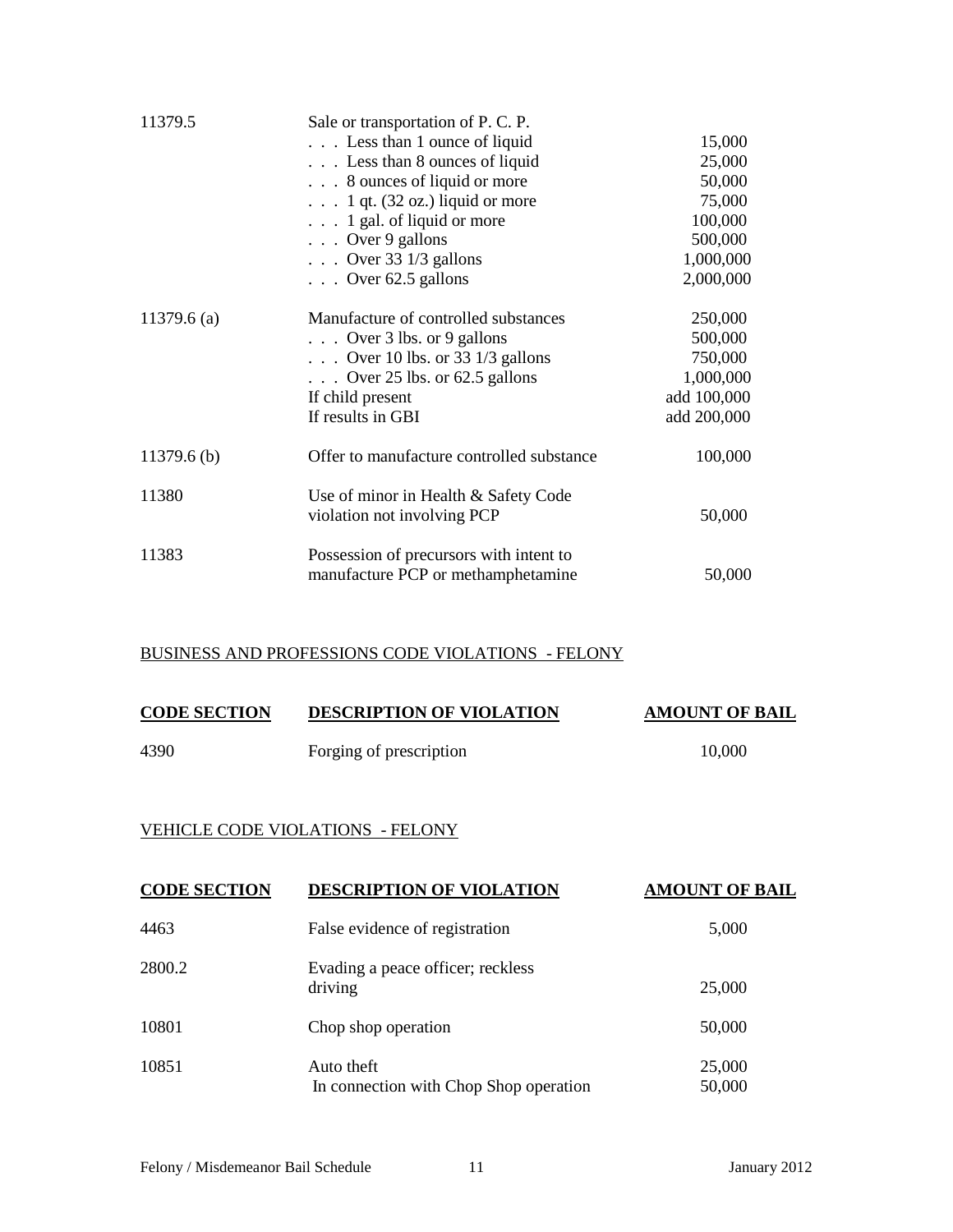| | | |
|---|---|---|
| 11379.5 | Sale or transportation of P. C. P. | |
| | . . . Less than 1 ounce of liquid | 15,000 |
| | . . . Less than 8 ounces of liquid | 25,000 |
| | . . . 8 ounces of liquid or more | 50,000 |
| | . . . 1 qt. (32 oz.) liquid or more | 75,000 |
| | . . . 1 gal. of liquid or more | 100,000 |
| | . . . Over 9 gallons | 500,000 |
| | . . . Over 33 1/3 gallons | 1,000,000 |
| | . . . Over 62.5 gallons | 2,000,000 |
| 11379.6 (a) | Manufacture of controlled substances | 250,000 |
| | . . . Over 3 lbs. or 9 gallons | 500,000 |
| | . . . Over 10 lbs. or 33 1/3 gallons | 750,000 |
| | . . . Over 25 lbs. or 62.5 gallons | 1,000,000 |
| | If child present | add 100,000 |
| | If results in GBI | add 200,000 |
| 11379.6 (b) | Offer to manufacture controlled substance | 100,000 |
| 11380 | Use of minor in Health & Safety Code violation not involving PCP | 50,000 |
| 11383 | Possession of precursors with intent to manufacture PCP or methamphetamine | 50,000 |

BUSINESS AND PROFESSIONS CODE VIOLATIONS - FELONY

| CODE SECTION | DESCRIPTION OF VIOLATION | AMOUNT OF BAIL |
|---|---|---|
| 4390 | Forging of prescription | 10,000 |

VEHICLE CODE VIOLATIONS - FELONY

| CODE SECTION | DESCRIPTION OF VIOLATION | AMOUNT OF BAIL |
|---|---|---|
| 4463 | False evidence of registration | 5,000 |
| 2800.2 | Evading a peace officer; reckless driving | 25,000 |
| 10801 | Chop shop operation | 50,000 |
| 10851 | Auto theft | 25,000 |
| | In connection with Chop Shop operation | 50,000 |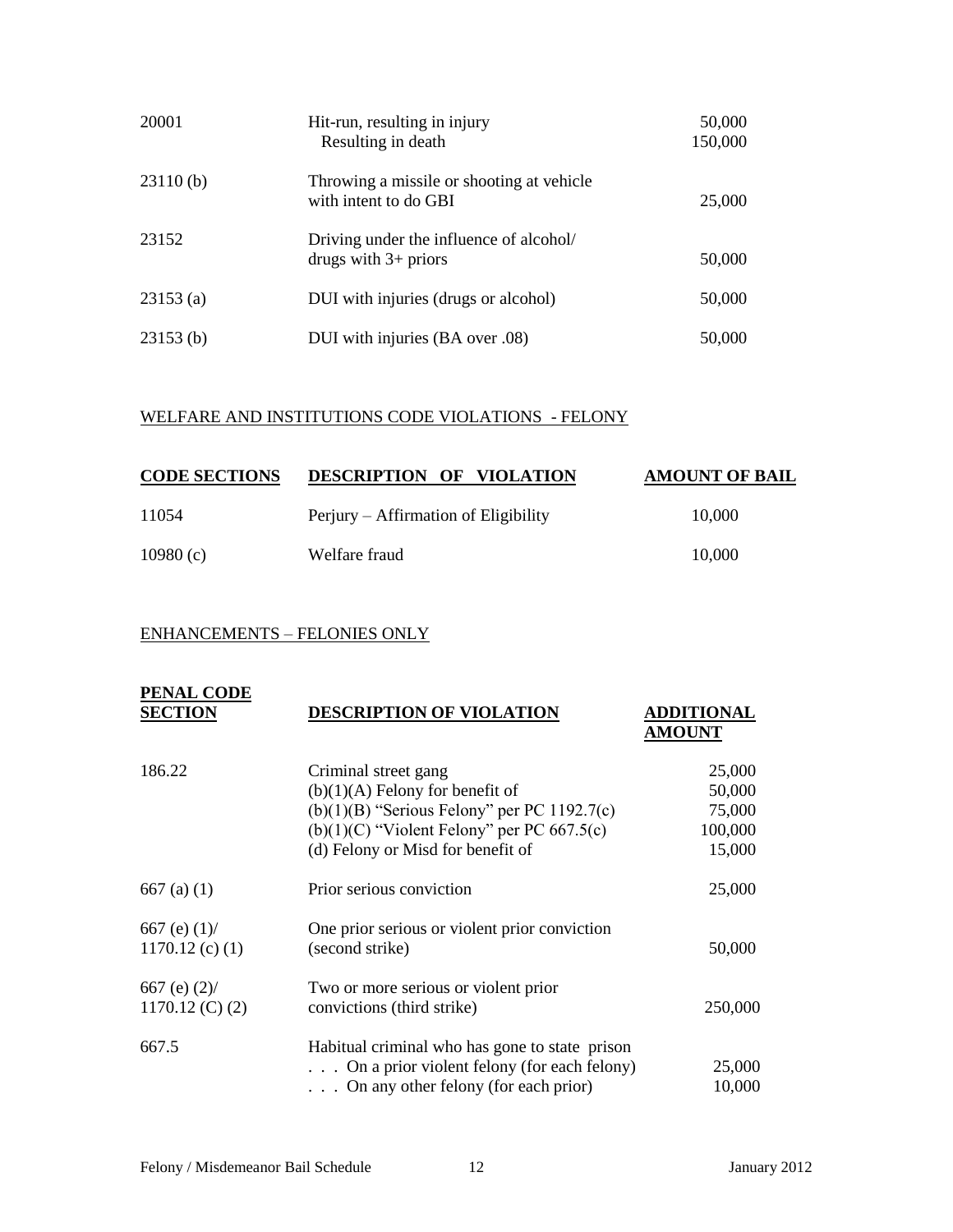| | | |
|---|---|---|
| 20001 | Hit-run, resulting in injury<br>Resulting in death | 50,000<br>150,000 |
| 23110 (b) | Throwing a missile or shooting at vehicle with intent to do GBI | 25,000 |
| 23152 | Driving under the influence of alcohol/ drugs with 3+ priors | 50,000 |
| 23153 (a) | DUI with injuries (drugs or alcohol) | 50,000 |
| 23153 (b) | DUI with injuries (BA over .08) | 50,000 |

## WELFARE AND INSTITUTIONS CODE VIOLATIONS - FELONY

| CODE SECTIONS | DESCRIPTION OF VIOLATION | AMOUNT OF BAIL |
|---|---|---|
| 11054 | Perjury – Affirmation of Eligibility | 10,000 |
| 10980 (c) | Welfare fraud | 10,000 |

## ENHANCEMENTS – FELONIES ONLY

| PENAL CODE SECTION | DESCRIPTION OF VIOLATION | ADDITIONAL AMOUNT |
|---|---|---|
| 186.22 | Criminal street gang<br>(b)(1)(A) Felony for benefit of<br>(b)(1)(B) "Serious Felony" per PC 1192.7(c)<br>(b)(1)(C) "Violent Felony" per PC 667.5(c)<br>(d) Felony or Misd for benefit of | 25,000<br>50,000<br>75,000<br>100,000<br>15,000 |
| 667 (a) (1) | Prior serious conviction | 25,000 |
| 667 (e) (1)/<br>1170.12 (c) (1) | One prior serious or violent prior conviction (second strike) | 50,000 |
| 667 (e) (2)/<br>1170.12 (C) (2) | Two or more serious or violent prior convictions (third strike) | 250,000 |
| 667.5 | Habitual criminal who has gone to state prison<br>. . . On a prior violent felony (for each felony)<br>. . . On any other felony (for each prior) | <br>25,000<br>10,000 |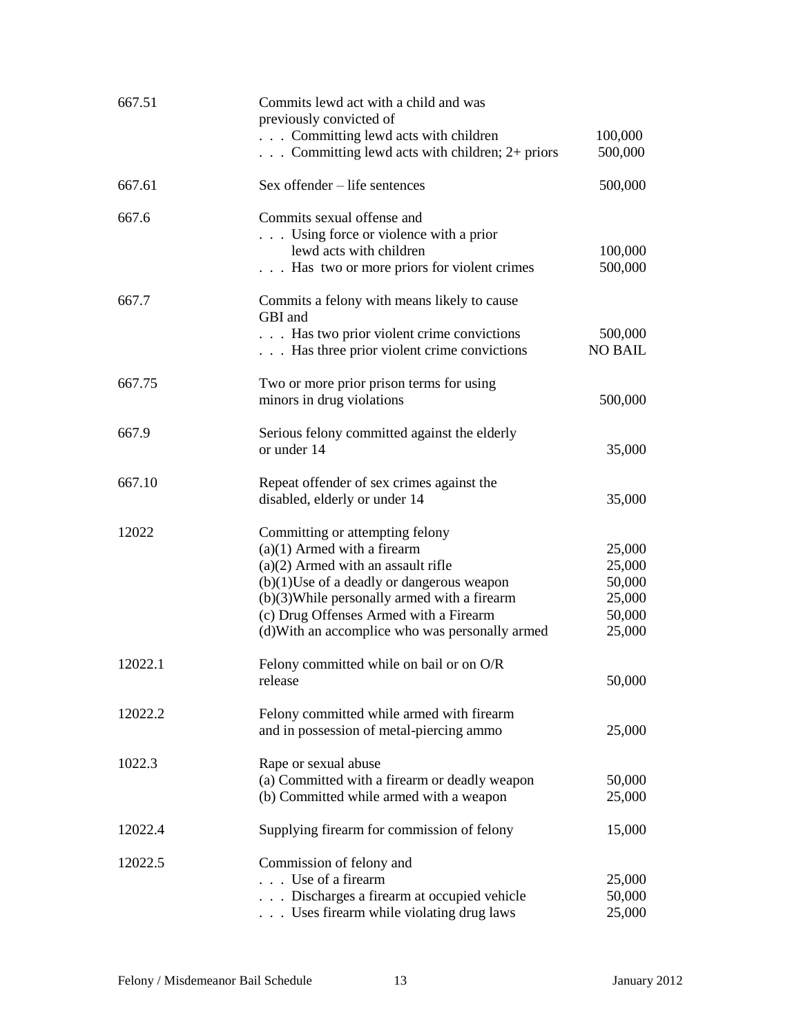| Section | Offense | Bail |
|---|---|---|
| 667.51 | Commits lewd act with a child and was previously convicted of | |
| | . . . Committing lewd acts with children | 100,000 |
| | . . . Committing lewd acts with children; 2+ priors | 500,000 |
| 667.61 | Sex offender – life sentences | 500,000 |
| 667.6 | Commits sexual offense and | |
| | . . . Using force or violence with a prior lewd acts with children | 100,000 |
| | . . . Has two or more priors for violent crimes | 500,000 |
| 667.7 | Commits a felony with means likely to cause GBI and | |
| | . . . Has two prior violent crime convictions | 500,000 |
| | . . . Has three prior violent crime convictions | NO BAIL |
| 667.75 | Two or more prior prison terms for using minors in drug violations | 500,000 |
| 667.9 | Serious felony committed against the elderly or under 14 | 35,000 |
| 667.10 | Repeat offender of sex crimes against the disabled, elderly or under 14 | 35,000 |
| 12022 | Committing or attempting felony | |
| | (a)(1) Armed with a firearm | 25,000 |
| | (a)(2) Armed with an assault rifle | 25,000 |
| | (b)(1)Use of a deadly or dangerous weapon | 50,000 |
| | (b)(3)While personally armed with a firearm | 25,000 |
| | (c) Drug Offenses Armed with a Firearm | 50,000 |
| | (d)With an accomplice who was personally armed | 25,000 |
| 12022.1 | Felony committed while on bail or on O/R release | 50,000 |
| 12022.2 | Felony committed while armed with firearm and in possession of metal-piercing ammo | 25,000 |
| 1022.3 | Rape or sexual abuse | |
| | (a) Committed with a firearm or deadly weapon | 50,000 |
| | (b) Committed while armed with a weapon | 25,000 |
| 12022.4 | Supplying firearm for commission of felony | 15,000 |
| 12022.5 | Commission of felony and | |
| | . . . Use of a firearm | 25,000 |
| | . . . Discharges a firearm at occupied vehicle | 50,000 |
| | . . . Uses firearm while violating drug laws | 25,000 |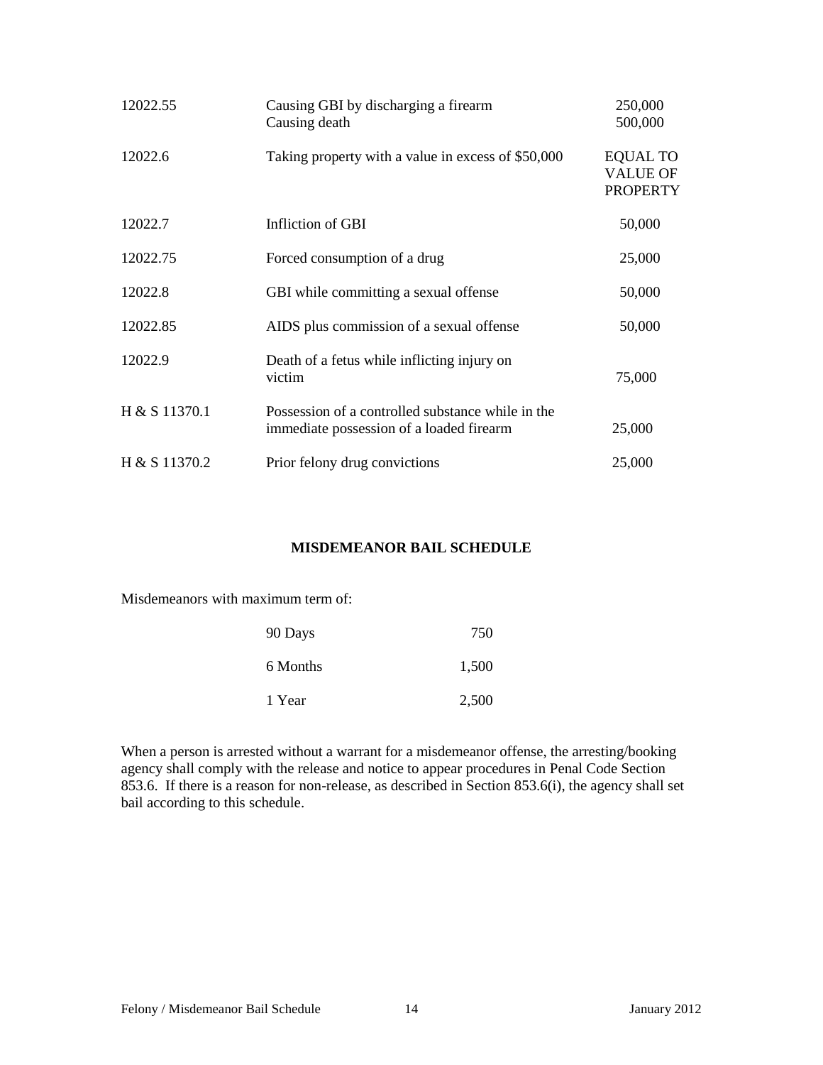| | | |
|---|---|---|
| 12022.55 | Causing GBI by discharging a firearm<br>Causing death | 250,000<br>500,000 |
| 12022.6 | Taking property with a value in excess of $50,000 | EQUAL TO VALUE OF PROPERTY |
| 12022.7 | Infliction of GBI | 50,000 |
| 12022.75 | Forced consumption of a drug | 25,000 |
| 12022.8 | GBI while committing a sexual offense | 50,000 |
| 12022.85 | AIDS plus commission of a sexual offense | 50,000 |
| 12022.9 | Death of a fetus while inflicting injury on victim | 75,000 |
| H & S 11370.1 | Possession of a controlled substance while in the immediate possession of a loaded firearm | 25,000 |
| H & S 11370.2 | Prior felony drug convictions | 25,000 |

**MISDEMEANOR BAIL SCHEDULE**

Misdemeanors with maximum term of:

| | |
|---|---|
| 90 Days | 750 |
| 6 Months | 1,500 |
| 1 Year | 2,500 |

When a person is arrested without a warrant for a misdemeanor offense, the arresting/booking agency shall comply with the release and notice to appear procedures in Penal Code Section 853.6. If there is a reason for non-release, as described in Section 853.6(i), the agency shall set bail according to this schedule.